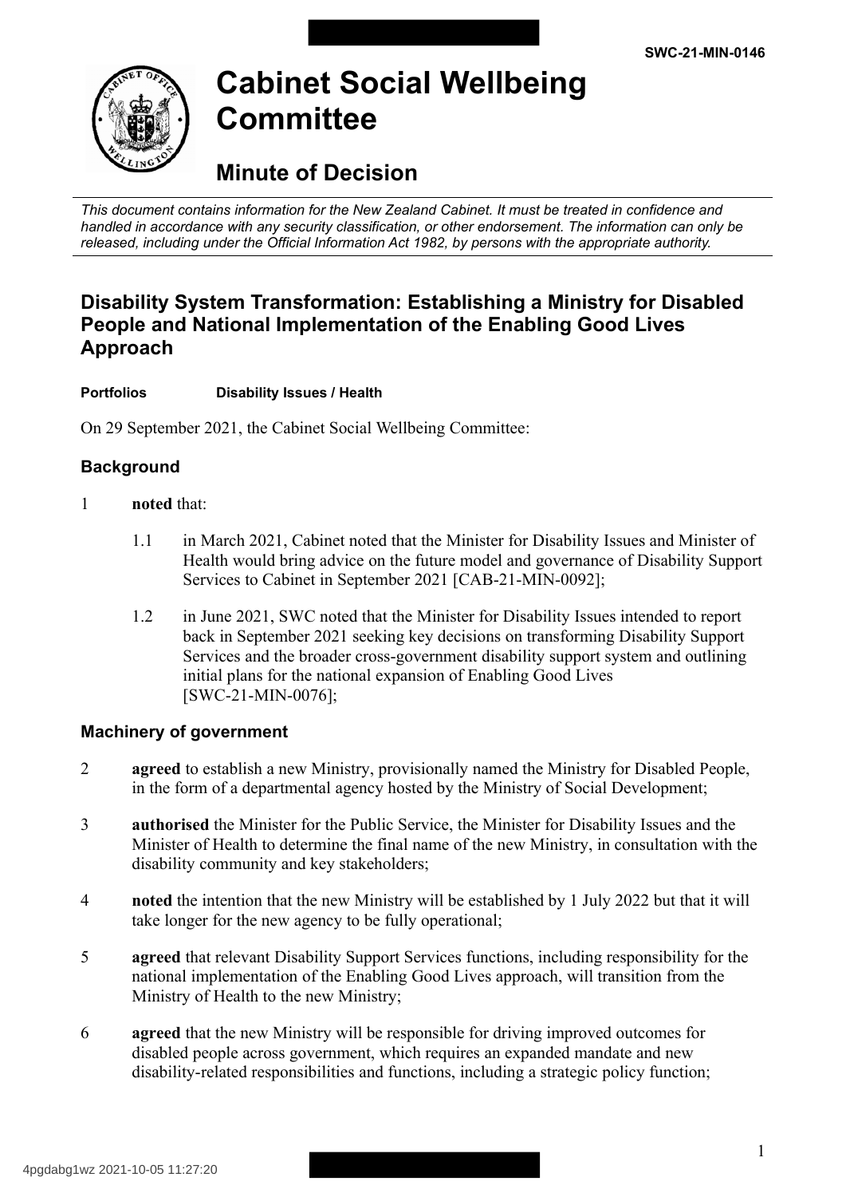SWC-21-MIN-0146

# Cabinet Social Wellbeing Committee

## Minute of Decision

*This document contains information for the New Zealand Cabinet. It must be treated in confidence and handled in accordance with any security classification, or other endorsement. The information can only be released, including under the Official Information Act 1982, by persons with the appropriate authority.*

### Disability System Transformation: Establishing a Ministry for Disabled People and National Implementation of the Enabling Good Lives Approach

**Portfolios** **Disability Issues / Health**

On 29 September 2021, the Cabinet Social Wellbeing Committee:

### Background

1 **noted** that:

1.1 in March 2021, Cabinet noted that the Minister for Disability Issues and Minister of Health would bring advice on the future model and governance of Disability Support Services to Cabinet in September 2021 [CAB-21-MIN-0092];

1.2 in June 2021, SWC noted that the Minister for Disability Issues intended to report back in September 2021 seeking key decisions on transforming Disability Support Services and the broader cross-government disability support system and outlining initial plans for the national expansion of Enabling Good Lives [SWC-21-MIN-0076];

### Machinery of government

2 **agreed** to establish a new Ministry, provisionally named the Ministry for Disabled People, in the form of a departmental agency hosted by the Ministry of Social Development;

3 **authorised** the Minister for the Public Service, the Minister for Disability Issues and the Minister of Health to determine the final name of the new Ministry, in consultation with the disability community and key stakeholders;

4 **noted** the intention that the new Ministry will be established by 1 July 2022 but that it will take longer for the new agency to be fully operational;

5 **agreed** that relevant Disability Support Services functions, including responsibility for the national implementation of the Enabling Good Lives approach, will transition from the Ministry of Health to the new Ministry;

6 **agreed** that the new Ministry will be responsible for driving improved outcomes for disabled people across government, which requires an expanded mandate and new disability-related responsibilities and functions, including a strategic policy function;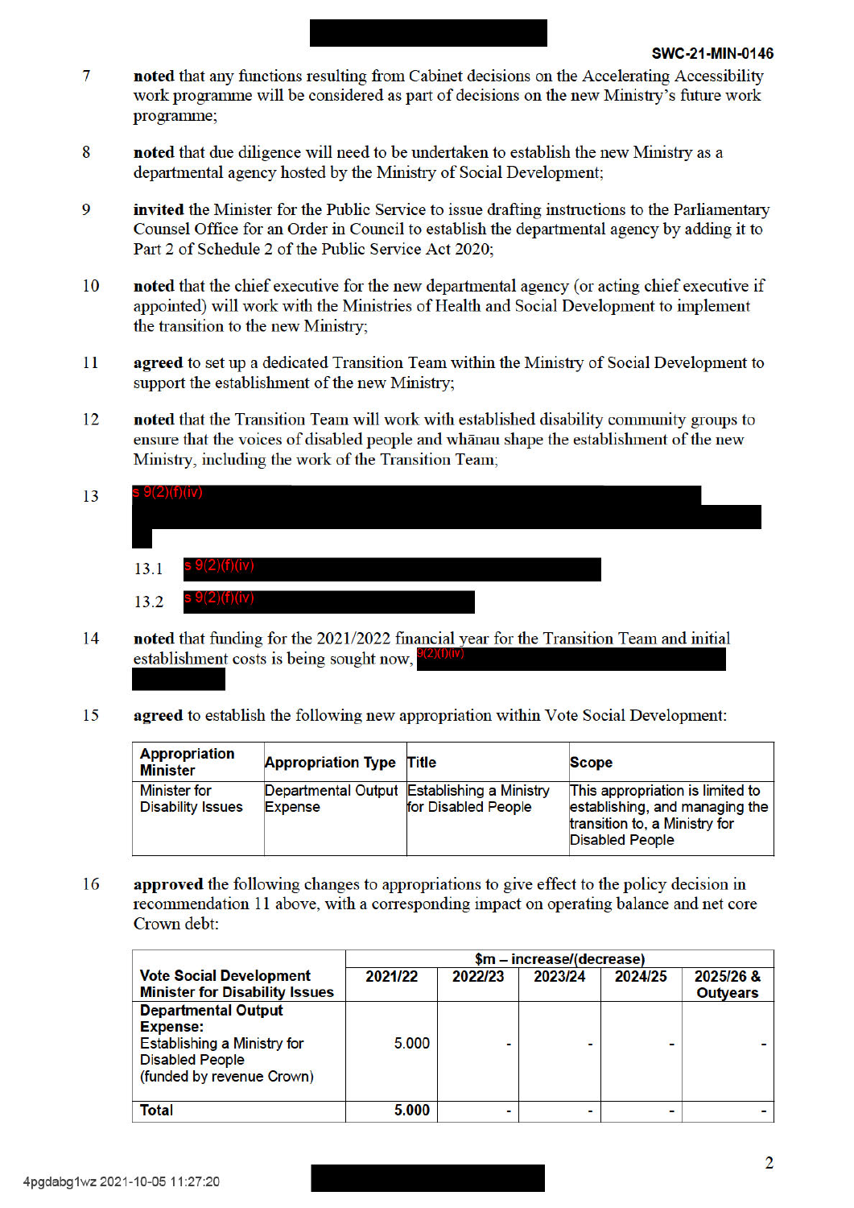7 **noted** that any functions resulting from Cabinet decisions on the Accelerating Accessibility work programme will be considered as part of decisions on the new Ministry's future work programme;

8 **noted** that due diligence will need to be undertaken to establish the new Ministry as a departmental agency hosted by the Ministry of Social Development;

9 **invited** the Minister for the Public Service to issue drafting instructions to the Parliamentary Counsel Office for an Order in Council to establish the departmental agency by adding it to Part 2 of Schedule 2 of the Public Service Act 2020;

10 **noted** that the chief executive for the new departmental agency (or acting chief executive if appointed) will work with the Ministries of Health and Social Development to implement the transition to the new Ministry;

11 **agreed** to set up a dedicated Transition Team within the Ministry of Social Development to support the establishment of the new Ministry;

12 **noted** that the Transition Team will work with established disability community groups to ensure that the voices of disabled people and whānau shape the establishment of the new Ministry, including the work of the Transition Team;

13 s 9(2)(f)(iv)

13.1 s 9(2)(f)(iv)

13.2 s 9(2)(f)(iv)

14 **noted** that funding for the 2021/2022 financial year for the Transition Team and initial establishment costs is being sought now, 9(2)(f)(iv)

15 **agreed** to establish the following new appropriation within Vote Social Development:

| Appropriation Minister | Appropriation Type | Title | Scope |
|---|---|---|---|
| Minister for Disability Issues | Departmental Output Expense | Establishing a Ministry for Disabled People | This appropriation is limited to establishing, and managing the transition to, a Ministry for Disabled People |

16 **approved** the following changes to appropriations to give effect to the policy decision in recommendation 11 above, with a corresponding impact on operating balance and net core Crown debt:

| Vote Social Development<br>Minister for Disability Issues | $m – increase/(decrease) 2021/22 | 2022/23 | 2023/24 | 2024/25 | 2025/26 & Outyears |
|---|---|---|---|---|---|
| **Departmental Output Expense:**<br>Establishing a Ministry for Disabled People<br>(funded by revenue Crown) | 5.000 | - | - | - | - |
| **Total** | **5.000** | - | - | - | - |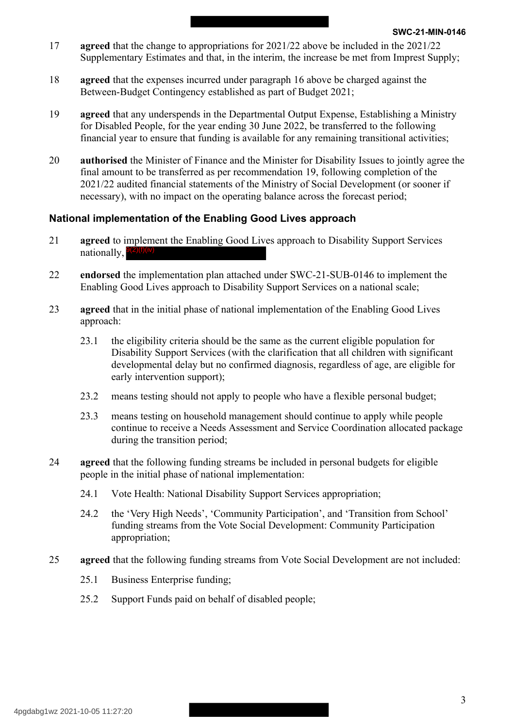17 **agreed** that the change to appropriations for 2021/22 above be included in the 2021/22 Supplementary Estimates and that, in the interim, the increase be met from Imprest Supply;

18 **agreed** that the expenses incurred under paragraph 16 above be charged against the Between-Budget Contingency established as part of Budget 2021;

19 **agreed** that any underspends in the Departmental Output Expense, Establishing a Ministry for Disabled People, for the year ending 30 June 2022, be transferred to the following financial year to ensure that funding is available for any remaining transitional activities;

20 **authorised** the Minister of Finance and the Minister for Disability Issues to jointly agree the final amount to be transferred as per recommendation 19, following completion of the 2021/22 audited financial statements of the Ministry of Social Development (or sooner if necessary), with no impact on the operating balance across the forecast period;

### National implementation of the Enabling Good Lives approach

21 **agreed** to implement the Enabling Good Lives approach to Disability Support Services nationally, 9(2)(f)(iv)

22 **endorsed** the implementation plan attached under SWC-21-SUB-0146 to implement the Enabling Good Lives approach to Disability Support Services on a national scale;

23 **agreed** that in the initial phase of national implementation of the Enabling Good Lives approach:

- 23.1 the eligibility criteria should be the same as the current eligible population for Disability Support Services (with the clarification that all children with significant developmental delay but no confirmed diagnosis, regardless of age, are eligible for early intervention support);
- 23.2 means testing should not apply to people who have a flexible personal budget;
- 23.3 means testing on household management should continue to apply while people continue to receive a Needs Assessment and Service Coordination allocated package during the transition period;

24 **agreed** that the following funding streams be included in personal budgets for eligible people in the initial phase of national implementation:

- 24.1 Vote Health: National Disability Support Services appropriation;
- 24.2 the 'Very High Needs', 'Community Participation', and 'Transition from School' funding streams from the Vote Social Development: Community Participation appropriation;

25 **agreed** that the following funding streams from Vote Social Development are not included:

- 25.1 Business Enterprise funding;
- 25.2 Support Funds paid on behalf of disabled people;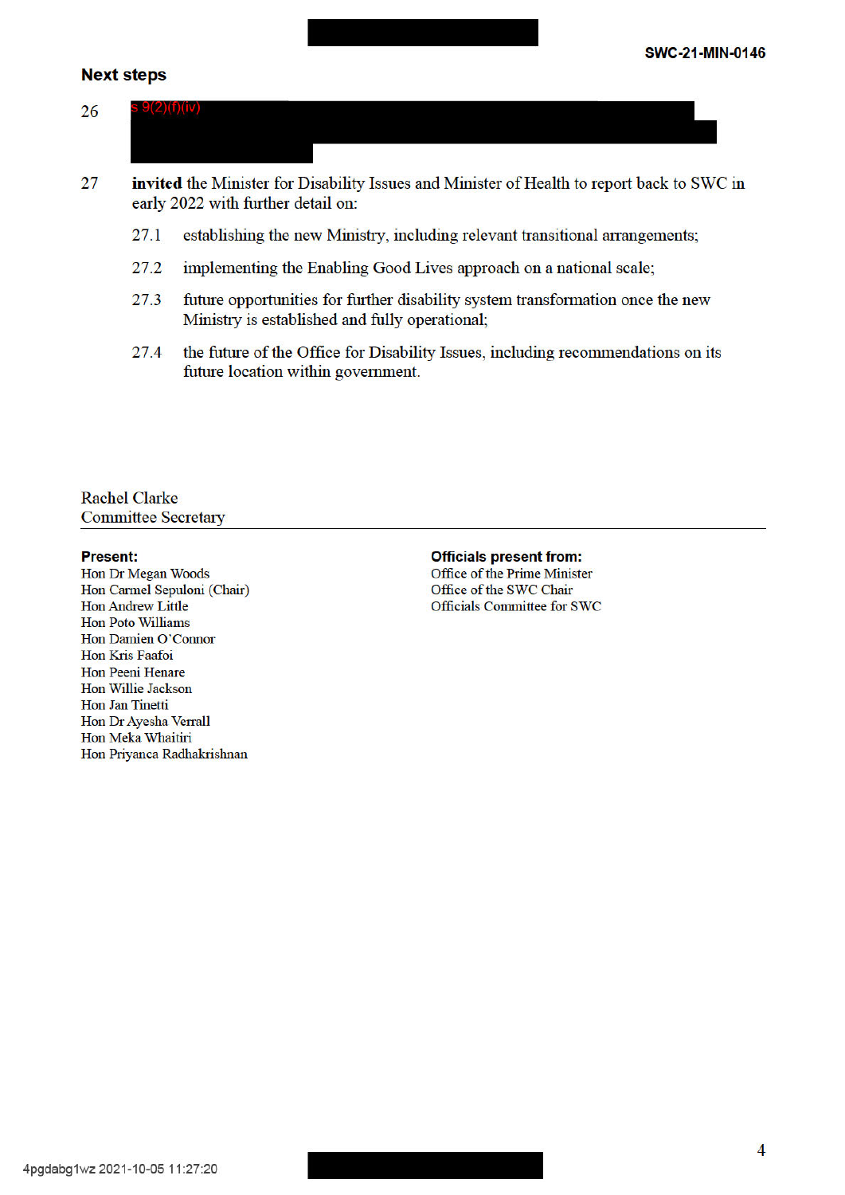SWC-21-MIN-0146

## Next steps

26 s 9(2)(f)(iv)

27 **invited** the Minister for Disability Issues and Minister of Health to report back to SWC in early 2022 with further detail on:

27.1 establishing the new Ministry, including relevant transitional arrangements;

27.2 implementing the Enabling Good Lives approach on a national scale;

27.3 future opportunities for further disability system transformation once the new Ministry is established and fully operational;

27.4 the future of the Office for Disability Issues, including recommendations on its future location within government.

Rachel Clarke
Committee Secretary

**Present:**
Hon Dr Megan Woods
Hon Carmel Sepuloni (Chair)
Hon Andrew Little
Hon Poto Williams
Hon Damien O'Connor
Hon Kris Faafoi
Hon Peeni Henare
Hon Willie Jackson
Hon Jan Tinetti
Hon Dr Ayesha Verrall
Hon Meka Whaitiri
Hon Priyanca Radhakrishnan

**Officials present from:**
Office of the Prime Minister
Office of the SWC Chair
Officials Committee for SWC

4pgdabg1wz 2021-10-05 11:27:20